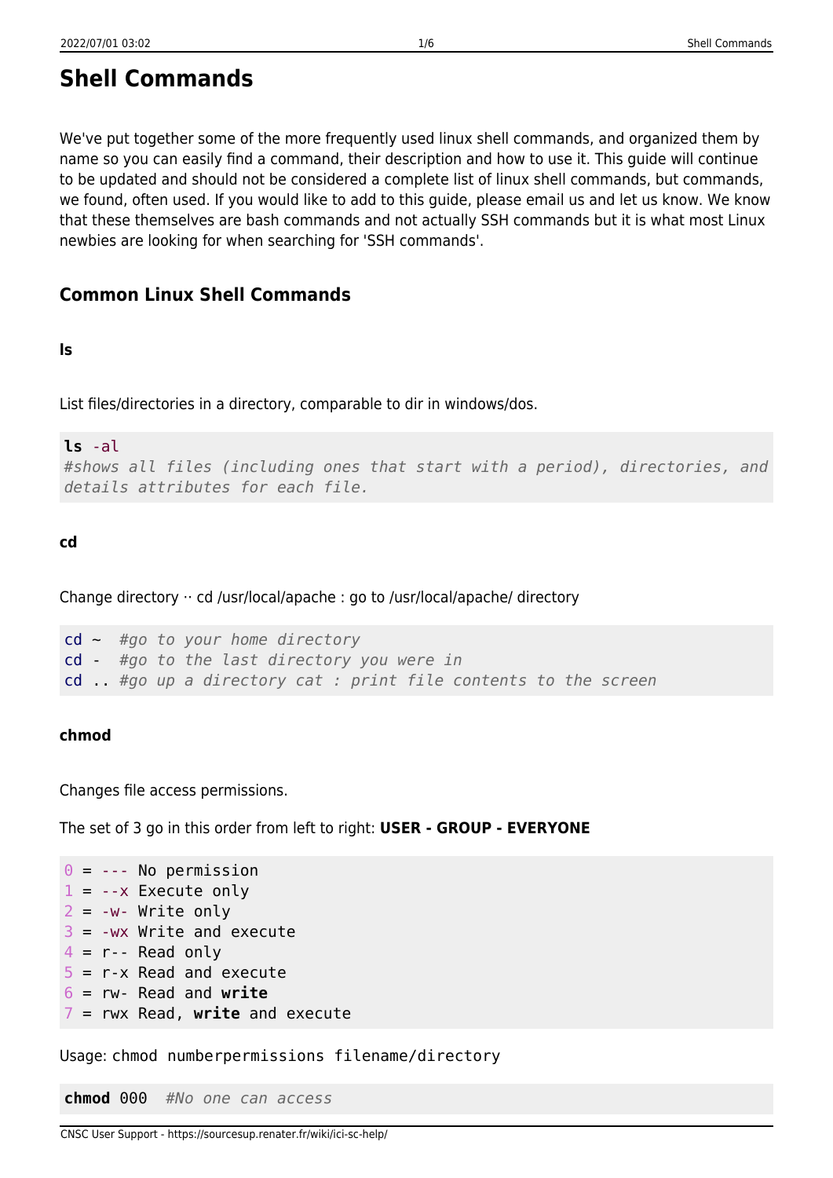# Shell Commands

We've put together some of the more frequently used linux shell commands, and organized them by name so you can easily find a command, their description and how to use it. This guide will continue to be updated and should not be considered a complete list of linux shell commands, but commands, we found, often used. If you would like to add to this guide, please email us and let us know. We know that these themselves are bash commands and not actually SSH commands but it is what most Linux newbies are looking for when searching for 'SSH commands'.

## Common Linux Shell Commands

#### ls

List files/directories in a directory, comparable to dir in windows/dos.

```
ls -al
#shows all files (including ones that start with a period), directories, and details attributes for each file.
```

#### cd

Change directory ·· cd /usr/local/apache : go to /usr/local/apache/ directory

```
cd ~  #go to your home directory
cd -  #go to the last directory you were in
cd .. #go up a directory cat : print file contents to the screen
```

#### chmod

Changes file access permissions.

The set of 3 go in this order from left to right: **USER - GROUP - EVERYONE**

```
0 = --- No permission
1 = --x Execute only
2 = -w- Write only
3 = -wx Write and execute
4 = r-- Read only
5 = r-x Read and execute
6 = rw- Read and write
7 = rwx Read, write and execute
```

Usage: `chmod numberpermissions filename/directory`

```
chmod 000  #No one can access
```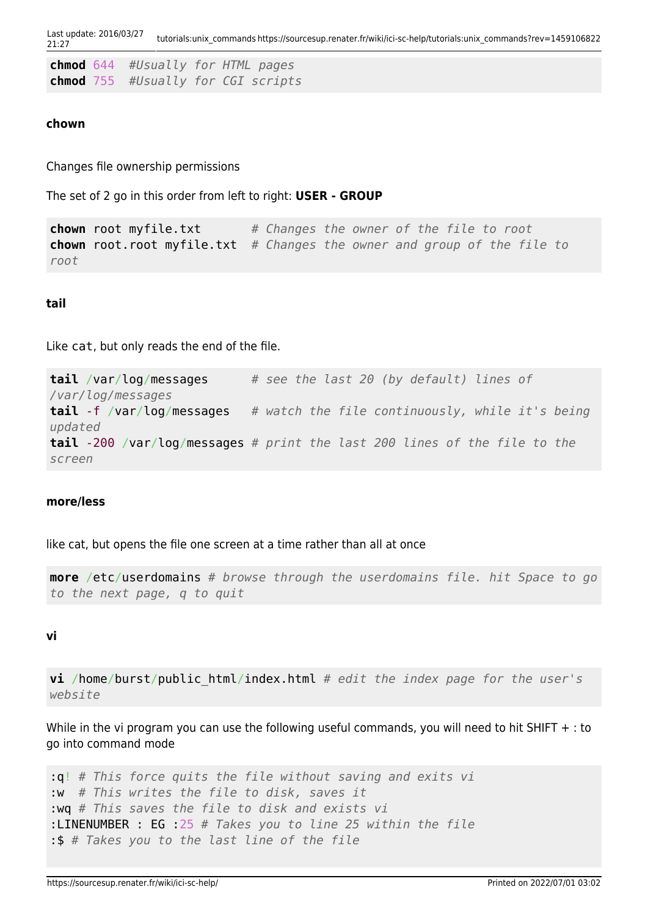```
chmod 644  #Usually for HTML pages
chmod 755  #Usually for CGI scripts
```

#### chown

Changes file ownership permissions

The set of 2 go in this order from left to right: **USER - GROUP**

```
chown root myfile.txt       # Changes the owner of the file to root
chown root.root myfile.txt  # Changes the owner and group of the file to root
```

#### tail

Like `cat`, but only reads the end of the file.

```
tail /var/log/messages      # see the last 20 (by default) lines of /var/log/messages
tail -f /var/log/messages   # watch the file continuously, while it's being updated
tail -200 /var/log/messages # print the last 200 lines of the file to the screen
```

#### more/less

like cat, but opens the file one screen at a time rather than all at once

```
more /etc/userdomains # browse through the userdomains file. hit Space to go to the next page, q to quit
```

#### vi

```
vi /home/burst/public_html/index.html # edit the index page for the user's website
```

While in the vi program you can use the following useful commands, you will need to hit SHIFT + : to go into command mode

```
:q! # This force quits the file without saving and exits vi
:w  # This writes the file to disk, saves it
:wq # This saves the file to disk and exists vi
:LINENUMBER : EG :25 # Takes you to line 25 within the file
:$ # Takes you to the last line of the file
```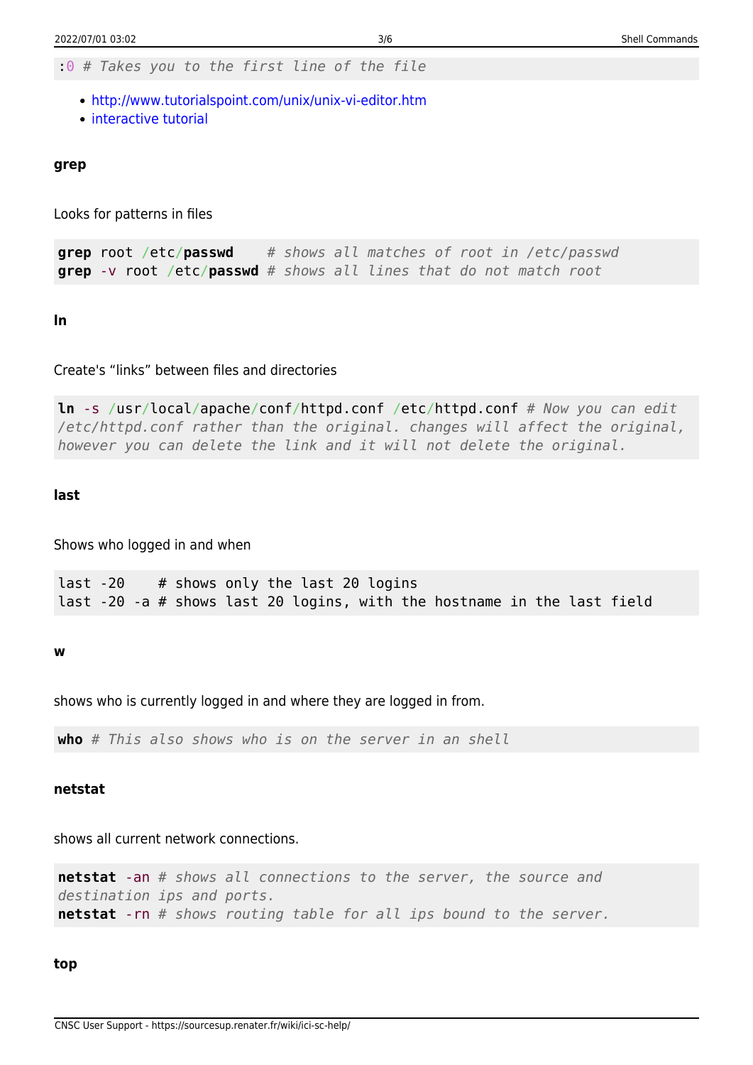```
:0 # Takes you to the first line of the file
```

- http://www.tutorialspoint.com/unix/unix-vi-editor.htm
- interactive tutorial

#### grep

Looks for patterns in files

```
grep root /etc/passwd    # shows all matches of root in /etc/passwd
grep -v root /etc/passwd # shows all lines that do not match root
```

#### ln

Create's “links” between files and directories

```
ln -s /usr/local/apache/conf/httpd.conf /etc/httpd.conf # Now you can edit /etc/httpd.conf rather than the original. changes will affect the original, however you can delete the link and it will not delete the original.
```

#### last

Shows who logged in and when

```
last -20    # shows only the last 20 logins
last -20 -a # shows last 20 logins, with the hostname in the last field
```

#### w

shows who is currently logged in and where they are logged in from.

```
who # This also shows who is on the server in an shell
```

#### netstat

shows all current network connections.

```
netstat -an # shows all connections to the server, the source and destination ips and ports.
netstat -rn # shows routing table for all ips bound to the server.
```

#### top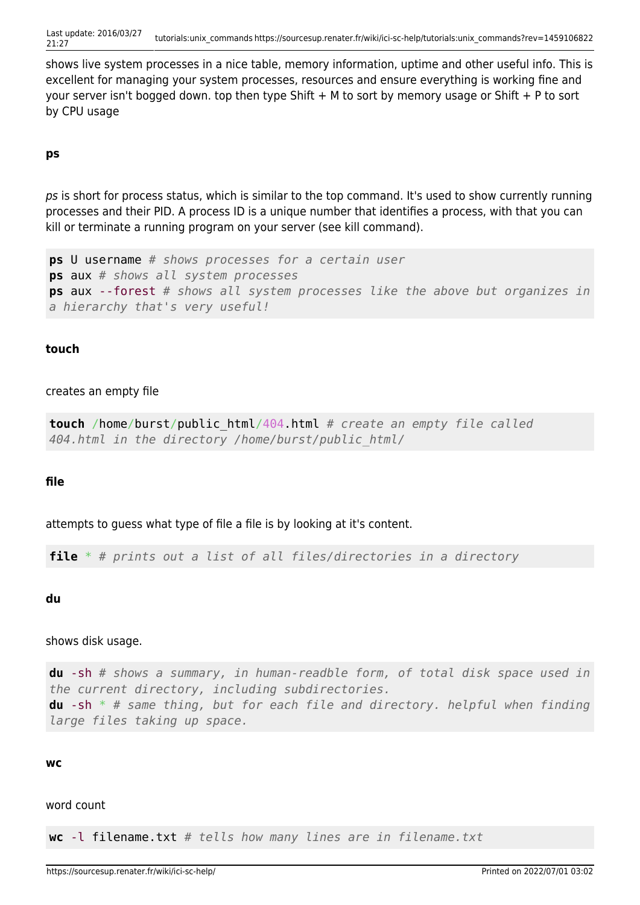shows live system processes in a nice table, memory information, uptime and other useful info. This is excellent for managing your system processes, resources and ensure everything is working fine and your server isn't bogged down. top then type Shift + M to sort by memory usage or Shift + P to sort by CPU usage

#### ps

*ps* is short for process status, which is similar to the top command. It's used to show currently running processes and their PID. A process ID is a unique number that identifies a process, with that you can kill or terminate a running program on your server (see kill command).

```
ps U username # shows processes for a certain user
ps aux # shows all system processes
ps aux --forest # shows all system processes like the above but organizes in a hierarchy that's very useful!
```

#### touch

creates an empty file

```
touch /home/burst/public_html/404.html # create an empty file called 404.html in the directory /home/burst/public_html/
```

#### file

attempts to guess what type of file a file is by looking at it's content.

```
file * # prints out a list of all files/directories in a directory
```

#### du

shows disk usage.

```
du -sh # shows a summary, in human-readble form, of total disk space used in the current directory, including subdirectories.
du -sh * # same thing, but for each file and directory. helpful when finding large files taking up space.
```

#### wc

word count

```
wc -l filename.txt # tells how many lines are in filename.txt
```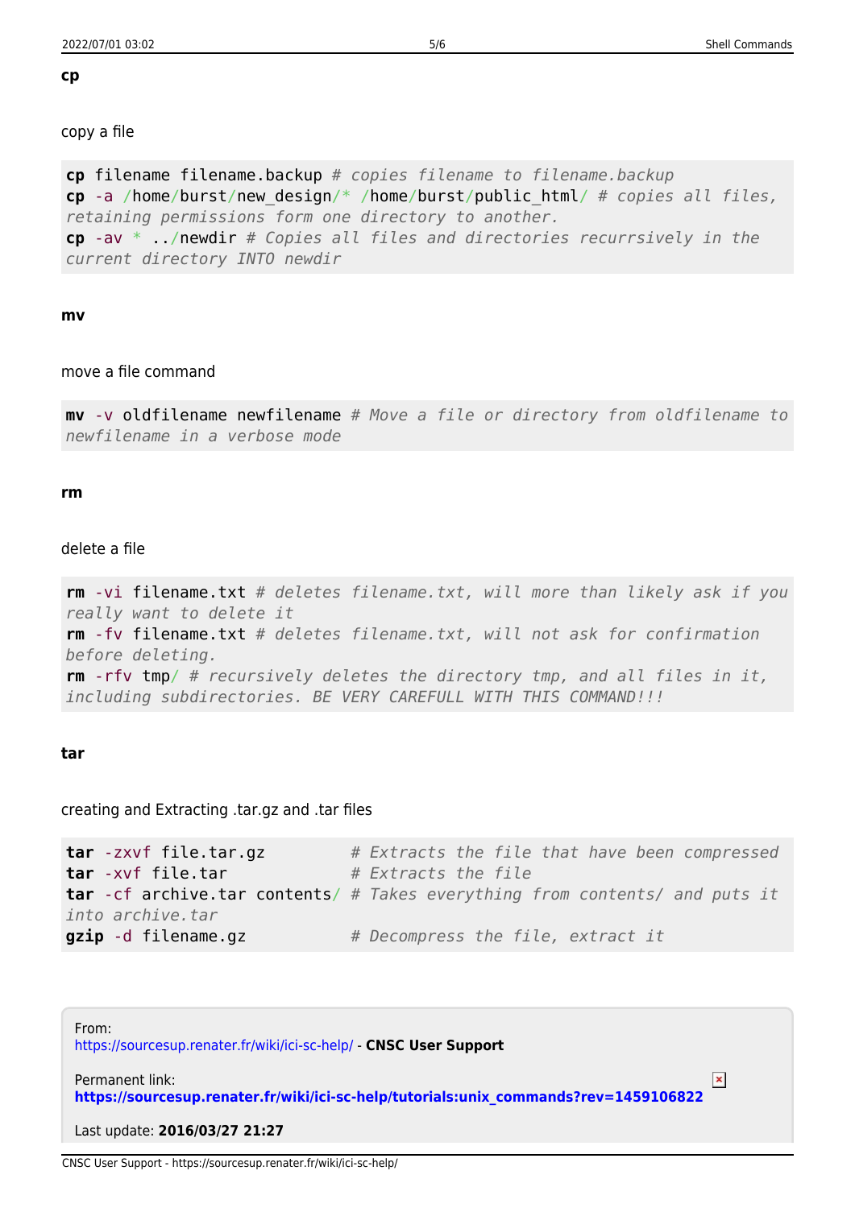**cp**

copy a file

```
cp filename filename.backup # copies filename to filename.backup
cp -a /home/burst/new_design/* /home/burst/public_html/ # copies all files, retaining permissions form one directory to another.
cp -av * ../newdir # Copies all files and directories recurrsively in the current directory INTO newdir
```

**mv**

move a file command

```
mv -v oldfilename newfilename # Move a file or directory from oldfilename to newfilename in a verbose mode
```

**rm**

delete a file

```
rm -vi filename.txt # deletes filename.txt, will more than likely ask if you really want to delete it
rm -fv filename.txt # deletes filename.txt, will not ask for confirmation before deleting.
rm -rfv tmp/ # recursively deletes the directory tmp, and all files in it, including subdirectories. BE VERY CAREFULL WITH THIS COMMAND!!!
```

**tar**

creating and Extracting .tar.gz and .tar files

```
tar -zxvf file.tar.gz         # Extracts the file that have been compressed
tar -xvf file.tar             # Extracts the file
tar -cf archive.tar contents/ # Takes everything from contents/ and puts it into archive.tar
gzip -d filename.gz           # Decompress the file, extract it
```

From:
https://sourcesup.renater.fr/wiki/ici-sc-help/ - **CNSC User Support**

Permanent link:
**https://sourcesup.renater.fr/wiki/ici-sc-help/tutorials:unix_commands?rev=1459106822**

Last update: **2016/03/27 21:27**